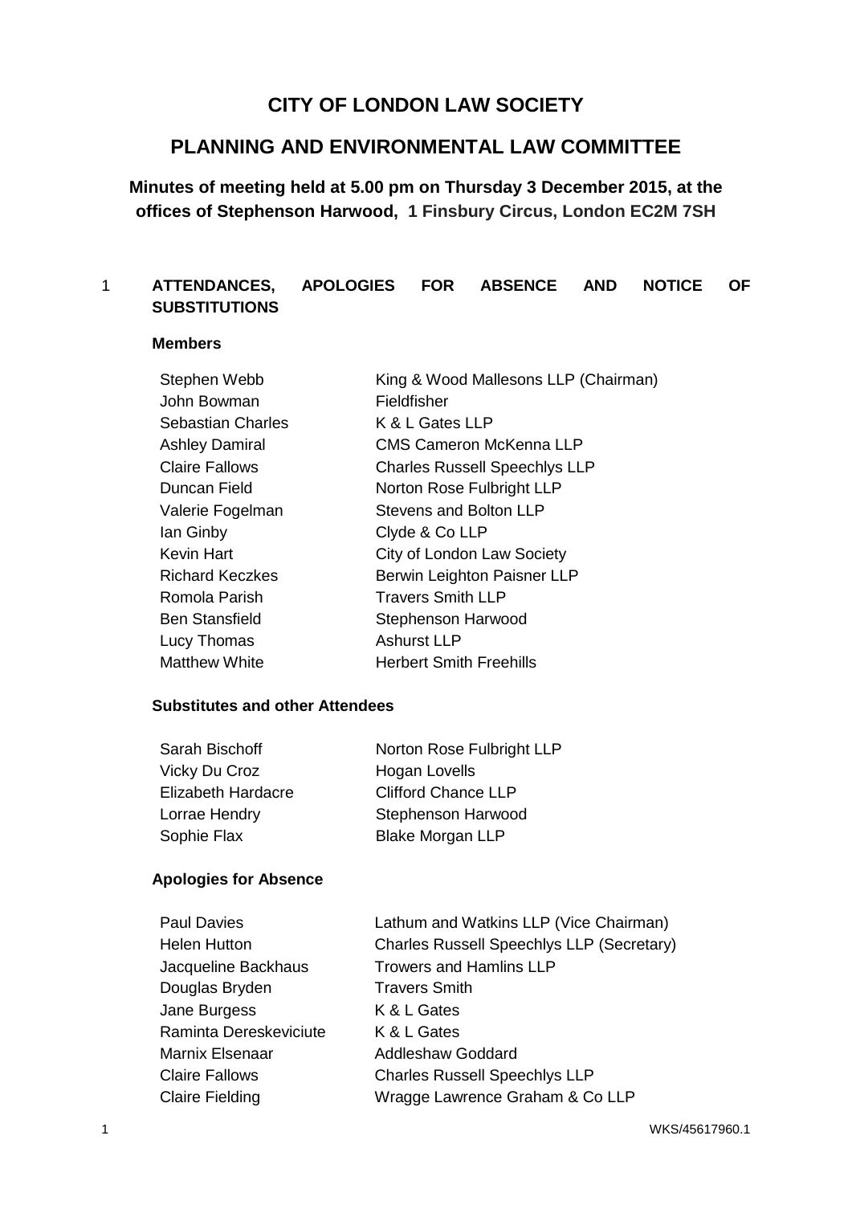# CITY OF LONDON LAW SOCIETY

## PLANNING AND ENVIRONMENTAL LAW COMMITTEE

### Minutes of meeting held at 5.00 pm on Thursday 3 December 2015, at the offices of Stephenson Harwood, 1 Finsbury Circus, London EC2M 7SH

1 **ATTENDANCES, APOLOGIES FOR ABSENCE AND NOTICE OF SUBSTITUTIONS**

**Members**

| | |
|---|---|
| Stephen Webb | King & Wood Mallesons LLP (Chairman) |
| John Bowman | Fieldfisher |
| Sebastian Charles | K & L Gates LLP |
| Ashley Damiral | CMS Cameron McKenna LLP |
| Claire Fallows | Charles Russell Speechlys LLP |
| Duncan Field | Norton Rose Fulbright LLP |
| Valerie Fogelman | Stevens and Bolton LLP |
| Ian Ginby | Clyde & Co LLP |
| Kevin Hart | City of London Law Society |
| Richard Keczkes | Berwin Leighton Paisner LLP |
| Romola Parish | Travers Smith LLP |
| Ben Stansfield | Stephenson Harwood |
| Lucy Thomas | Ashurst LLP |
| Matthew White | Herbert Smith Freehills |

**Substitutes and other Attendees**

| | |
|---|---|
| Sarah Bischoff | Norton Rose Fulbright LLP |
| Vicky Du Croz | Hogan Lovells |
| Elizabeth Hardacre | Clifford Chance LLP |
| Lorrae Hendry | Stephenson Harwood |
| Sophie Flax | Blake Morgan LLP |

**Apologies for Absence**

| | |
|---|---|
| Paul Davies | Lathum and Watkins LLP (Vice Chairman) |
| Helen Hutton | Charles Russell Speechlys LLP (Secretary) |
| Jacqueline Backhaus | Trowers and Hamlins LLP |
| Douglas Bryden | Travers Smith |
| Jane Burgess | K & L Gates |
| Raminta Dereskeviciute | K & L Gates |
| Marnix Elsenaar | Addleshaw Goddard |
| Claire Fallows | Charles Russell Speechlys LLP |
| Claire Fielding | Wragge Lawrence Graham & Co LLP |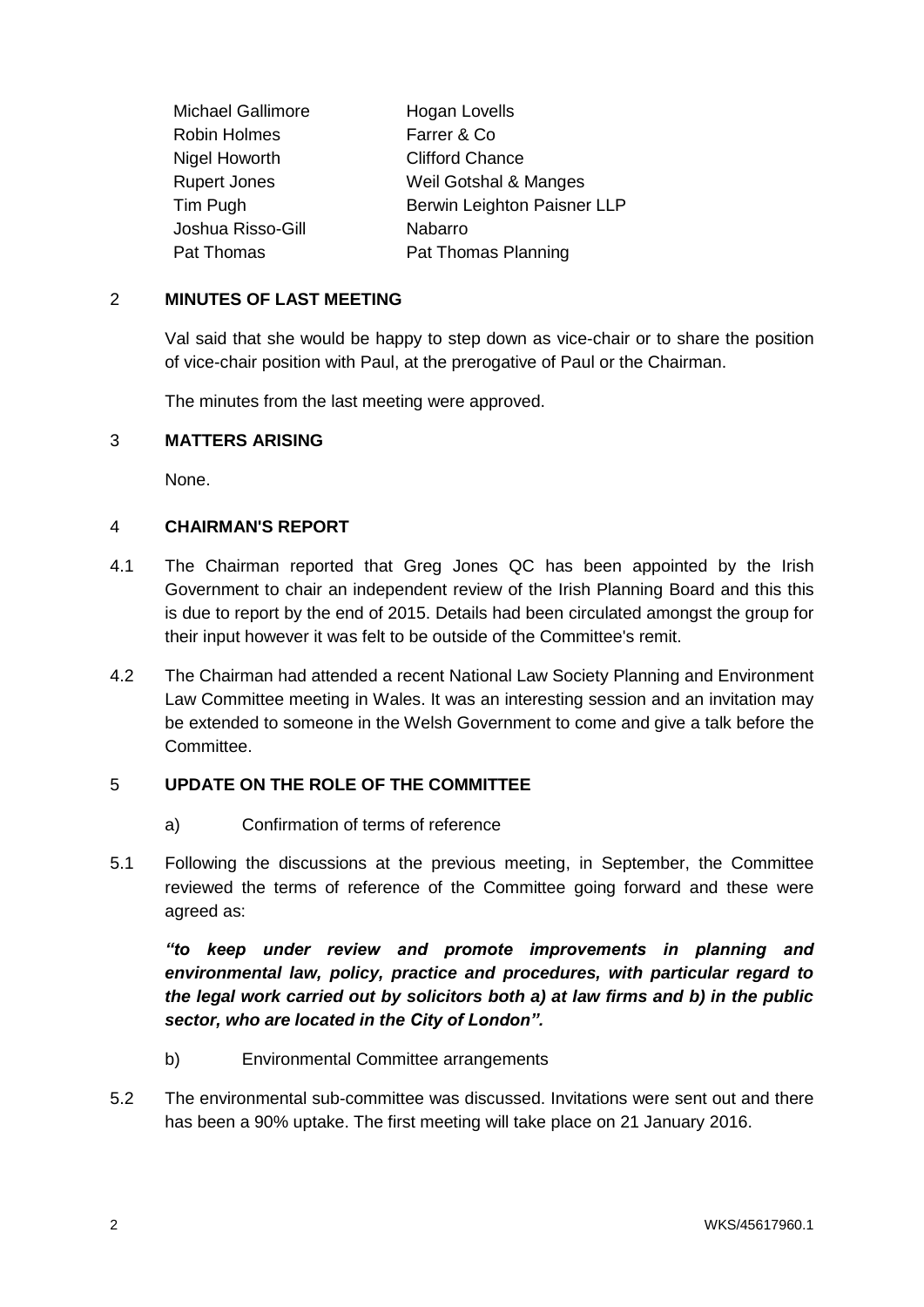| | |
|---|---|
| Michael Gallimore | Hogan Lovells |
| Robin Holmes | Farrer & Co |
| Nigel Howorth | Clifford Chance |
| Rupert Jones | Weil Gotshal & Manges |
| Tim Pugh | Berwin Leighton Paisner LLP |
| Joshua Risso-Gill | Nabarro |
| Pat Thomas | Pat Thomas Planning |

## 2 MINUTES OF LAST MEETING

Val said that she would be happy to step down as vice-chair or to share the position of vice-chair position with Paul, at the prerogative of Paul or the Chairman.

The minutes from the last meeting were approved.

## 3 MATTERS ARISING

None.

## 4 CHAIRMAN'S REPORT

4.1 The Chairman reported that Greg Jones QC has been appointed by the Irish Government to chair an independent review of the Irish Planning Board and this this is due to report by the end of 2015. Details had been circulated amongst the group for their input however it was felt to be outside of the Committee's remit.

4.2 The Chairman had attended a recent National Law Society Planning and Environment Law Committee meeting in Wales. It was an interesting session and an invitation may be extended to someone in the Welsh Government to come and give a talk before the Committee.

## 5 UPDATE ON THE ROLE OF THE COMMITTEE

a) Confirmation of terms of reference

5.1 Following the discussions at the previous meeting, in September, the Committee reviewed the terms of reference of the Committee going forward and these were agreed as:

***"to keep under review and promote improvements in planning and environmental law, policy, practice and procedures, with particular regard to the legal work carried out by solicitors both a) at law firms and b) in the public sector, who are located in the City of London".***

b) Environmental Committee arrangements

5.2 The environmental sub-committee was discussed. Invitations were sent out and there has been a 90% uptake. The first meeting will take place on 21 January 2016.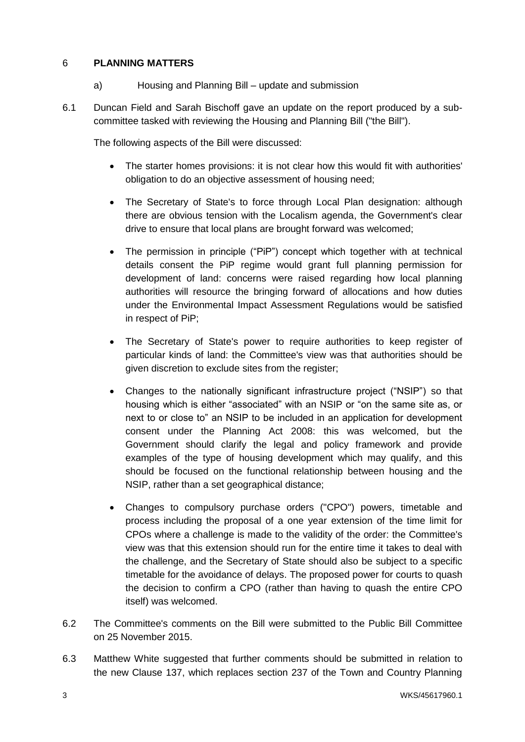## 6 PLANNING MATTERS

a) Housing and Planning Bill – update and submission

6.1 Duncan Field and Sarah Bischoff gave an update on the report produced by a sub-committee tasked with reviewing the Housing and Planning Bill ("the Bill").

The following aspects of the Bill were discussed:

- The starter homes provisions: it is not clear how this would fit with authorities' obligation to do an objective assessment of housing need;
- The Secretary of State's to force through Local Plan designation: although there are obvious tension with the Localism agenda, the Government's clear drive to ensure that local plans are brought forward was welcomed;
- The permission in principle ("PiP") concept which together with at technical details consent the PiP regime would grant full planning permission for development of land: concerns were raised regarding how local planning authorities will resource the bringing forward of allocations and how duties under the Environmental Impact Assessment Regulations would be satisfied in respect of PiP;
- The Secretary of State's power to require authorities to keep register of particular kinds of land: the Committee's view was that authorities should be given discretion to exclude sites from the register;
- Changes to the nationally significant infrastructure project ("NSIP") so that housing which is either "associated" with an NSIP or "on the same site as, or next to or close to" an NSIP to be included in an application for development consent under the Planning Act 2008: this was welcomed, but the Government should clarify the legal and policy framework and provide examples of the type of housing development which may qualify, and this should be focused on the functional relationship between housing and the NSIP, rather than a set geographical distance;
- Changes to compulsory purchase orders ("CPO") powers, timetable and process including the proposal of a one year extension of the time limit for CPOs where a challenge is made to the validity of the order: the Committee's view was that this extension should run for the entire time it takes to deal with the challenge, and the Secretary of State should also be subject to a specific timetable for the avoidance of delays. The proposed power for courts to quash the decision to confirm a CPO (rather than having to quash the entire CPO itself) was welcomed.

6.2 The Committee's comments on the Bill were submitted to the Public Bill Committee on 25 November 2015.

6.3 Matthew White suggested that further comments should be submitted in relation to the new Clause 137, which replaces section 237 of the Town and Country Planning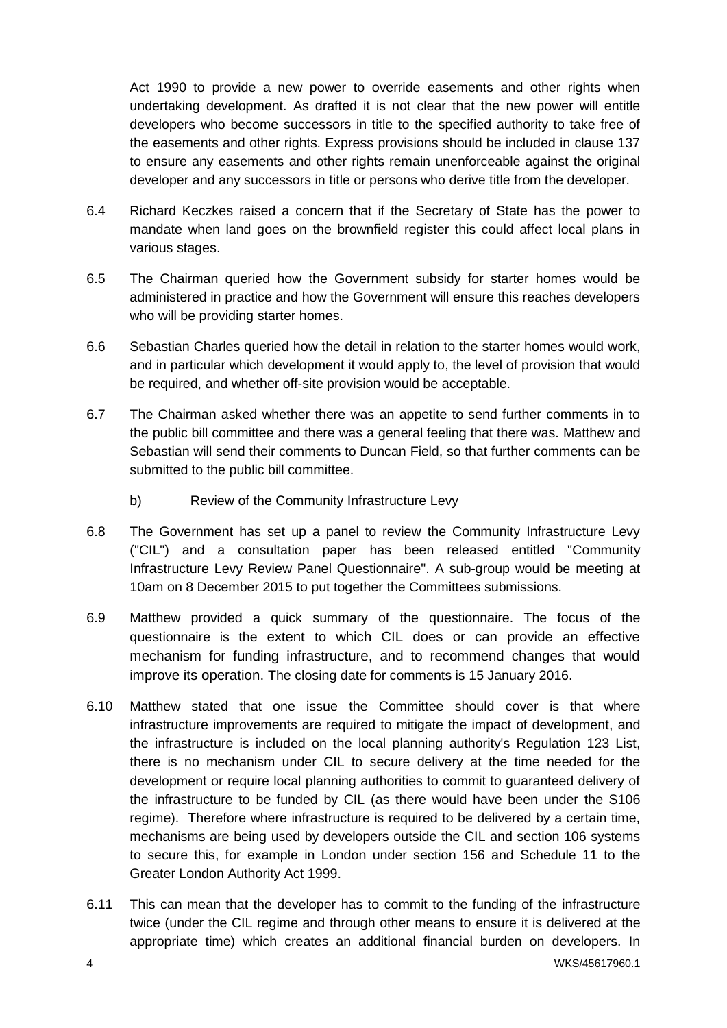Act 1990 to provide a new power to override easements and other rights when undertaking development. As drafted it is not clear that the new power will entitle developers who become successors in title to the specified authority to take free of the easements and other rights. Express provisions should be included in clause 137 to ensure any easements and other rights remain unenforceable against the original developer and any successors in title or persons who derive title from the developer.

6.4 Richard Keczkes raised a concern that if the Secretary of State has the power to mandate when land goes on the brownfield register this could affect local plans in various stages.

6.5 The Chairman queried how the Government subsidy for starter homes would be administered in practice and how the Government will ensure this reaches developers who will be providing starter homes.

6.6 Sebastian Charles queried how the detail in relation to the starter homes would work, and in particular which development it would apply to, the level of provision that would be required, and whether off-site provision would be acceptable.

6.7 The Chairman asked whether there was an appetite to send further comments in to the public bill committee and there was a general feeling that there was. Matthew and Sebastian will send their comments to Duncan Field, so that further comments can be submitted to the public bill committee.

b) Review of the Community Infrastructure Levy

6.8 The Government has set up a panel to review the Community Infrastructure Levy ("CIL") and a consultation paper has been released entitled "Community Infrastructure Levy Review Panel Questionnaire". A sub-group would be meeting at 10am on 8 December 2015 to put together the Committees submissions.

6.9 Matthew provided a quick summary of the questionnaire. The focus of the questionnaire is the extent to which CIL does or can provide an effective mechanism for funding infrastructure, and to recommend changes that would improve its operation. The closing date for comments is 15 January 2016.

6.10 Matthew stated that one issue the Committee should cover is that where infrastructure improvements are required to mitigate the impact of development, and the infrastructure is included on the local planning authority's Regulation 123 List, there is no mechanism under CIL to secure delivery at the time needed for the development or require local planning authorities to commit to guaranteed delivery of the infrastructure to be funded by CIL (as there would have been under the S106 regime). Therefore where infrastructure is required to be delivered by a certain time, mechanisms are being used by developers outside the CIL and section 106 systems to secure this, for example in London under section 156 and Schedule 11 to the Greater London Authority Act 1999.

6.11 This can mean that the developer has to commit to the funding of the infrastructure twice (under the CIL regime and through other means to ensure it is delivered at the appropriate time) which creates an additional financial burden on developers. In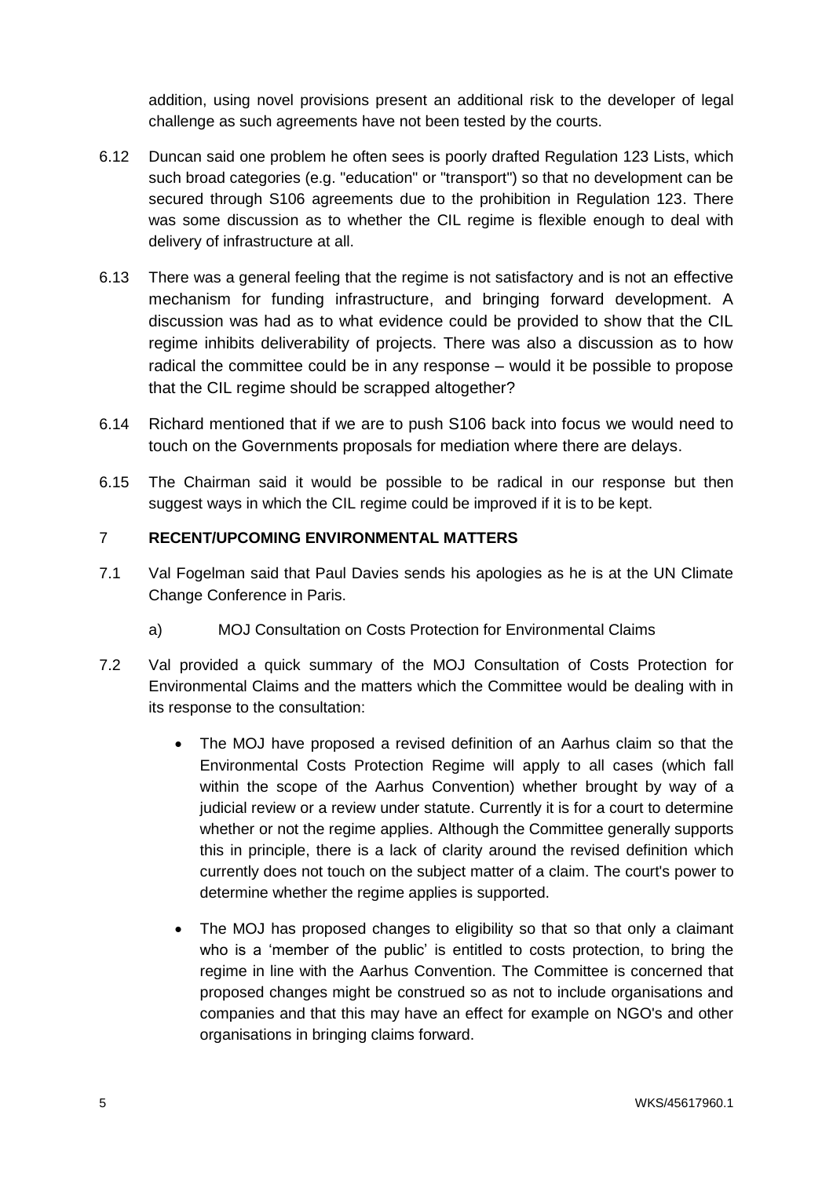addition, using novel provisions present an additional risk to the developer of legal challenge as such agreements have not been tested by the courts.

6.12 Duncan said one problem he often sees is poorly drafted Regulation 123 Lists, which such broad categories (e.g. "education" or "transport") so that no development can be secured through S106 agreements due to the prohibition in Regulation 123. There was some discussion as to whether the CIL regime is flexible enough to deal with delivery of infrastructure at all.

6.13 There was a general feeling that the regime is not satisfactory and is not an effective mechanism for funding infrastructure, and bringing forward development. A discussion was had as to what evidence could be provided to show that the CIL regime inhibits deliverability of projects. There was also a discussion as to how radical the committee could be in any response – would it be possible to propose that the CIL regime should be scrapped altogether?

6.14 Richard mentioned that if we are to push S106 back into focus we would need to touch on the Governments proposals for mediation where there are delays.

6.15 The Chairman said it would be possible to be radical in our response but then suggest ways in which the CIL regime could be improved if it is to be kept.

## 7 RECENT/UPCOMING ENVIRONMENTAL MATTERS

7.1 Val Fogelman said that Paul Davies sends his apologies as he is at the UN Climate Change Conference in Paris.

a) MOJ Consultation on Costs Protection for Environmental Claims

7.2 Val provided a quick summary of the MOJ Consultation of Costs Protection for Environmental Claims and the matters which the Committee would be dealing with in its response to the consultation:

- The MOJ have proposed a revised definition of an Aarhus claim so that the Environmental Costs Protection Regime will apply to all cases (which fall within the scope of the Aarhus Convention) whether brought by way of a judicial review or a review under statute. Currently it is for a court to determine whether or not the regime applies. Although the Committee generally supports this in principle, there is a lack of clarity around the revised definition which currently does not touch on the subject matter of a claim. The court's power to determine whether the regime applies is supported.
- The MOJ has proposed changes to eligibility so that so that only a claimant who is a 'member of the public' is entitled to costs protection, to bring the regime in line with the Aarhus Convention. The Committee is concerned that proposed changes might be construed so as not to include organisations and companies and that this may have an effect for example on NGO's and other organisations in bringing claims forward.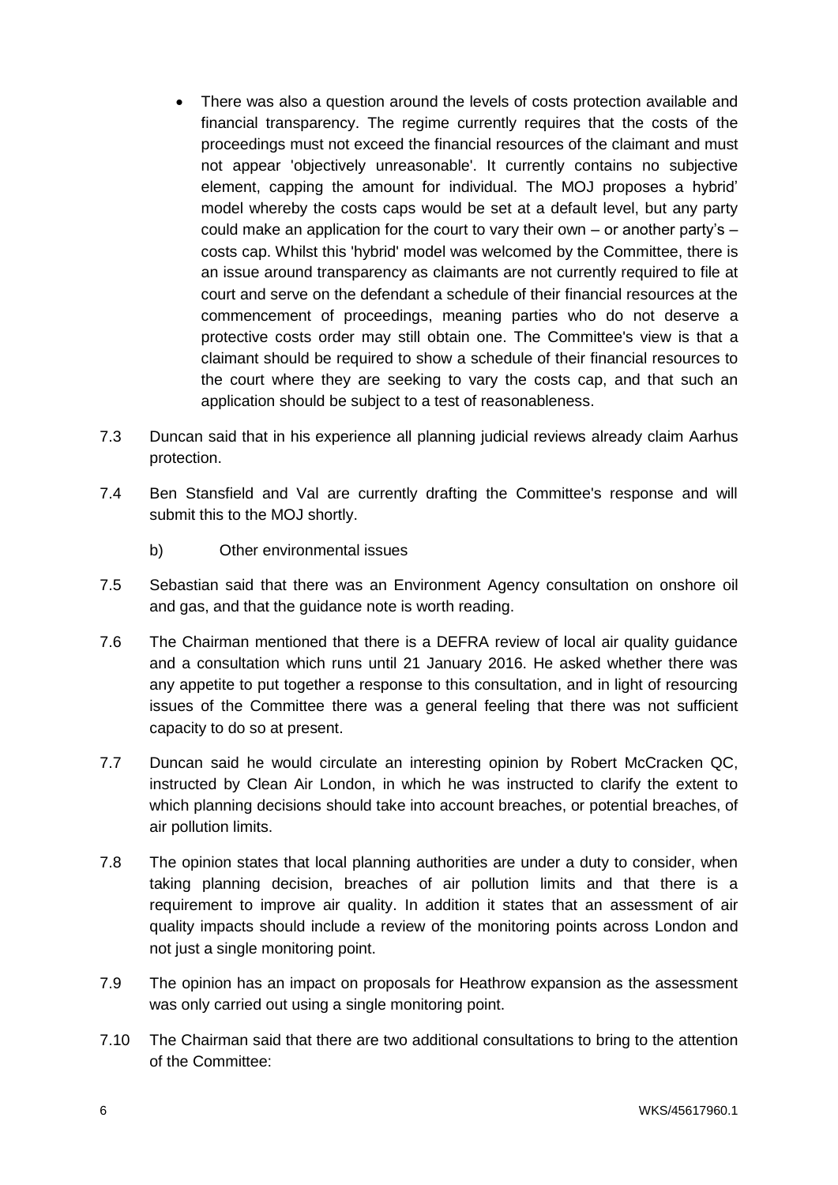- There was also a question around the levels of costs protection available and financial transparency. The regime currently requires that the costs of the proceedings must not exceed the financial resources of the claimant and must not appear 'objectively unreasonable'. It currently contains no subjective element, capping the amount for individual. The MOJ proposes a hybrid' model whereby the costs caps would be set at a default level, but any party could make an application for the court to vary their own – or another party's – costs cap. Whilst this 'hybrid' model was welcomed by the Committee, there is an issue around transparency as claimants are not currently required to file at court and serve on the defendant a schedule of their financial resources at the commencement of proceedings, meaning parties who do not deserve a protective costs order may still obtain one. The Committee's view is that a claimant should be required to show a schedule of their financial resources to the court where they are seeking to vary the costs cap, and that such an application should be subject to a test of reasonableness.

7.3 Duncan said that in his experience all planning judicial reviews already claim Aarhus protection.

7.4 Ben Stansfield and Val are currently drafting the Committee's response and will submit this to the MOJ shortly.

b) Other environmental issues

7.5 Sebastian said that there was an Environment Agency consultation on onshore oil and gas, and that the guidance note is worth reading.

7.6 The Chairman mentioned that there is a DEFRA review of local air quality guidance and a consultation which runs until 21 January 2016. He asked whether there was any appetite to put together a response to this consultation, and in light of resourcing issues of the Committee there was a general feeling that there was not sufficient capacity to do so at present.

7.7 Duncan said he would circulate an interesting opinion by Robert McCracken QC, instructed by Clean Air London, in which he was instructed to clarify the extent to which planning decisions should take into account breaches, or potential breaches, of air pollution limits.

7.8 The opinion states that local planning authorities are under a duty to consider, when taking planning decision, breaches of air pollution limits and that there is a requirement to improve air quality. In addition it states that an assessment of air quality impacts should include a review of the monitoring points across London and not just a single monitoring point.

7.9 The opinion has an impact on proposals for Heathrow expansion as the assessment was only carried out using a single monitoring point.

7.10 The Chairman said that there are two additional consultations to bring to the attention of the Committee: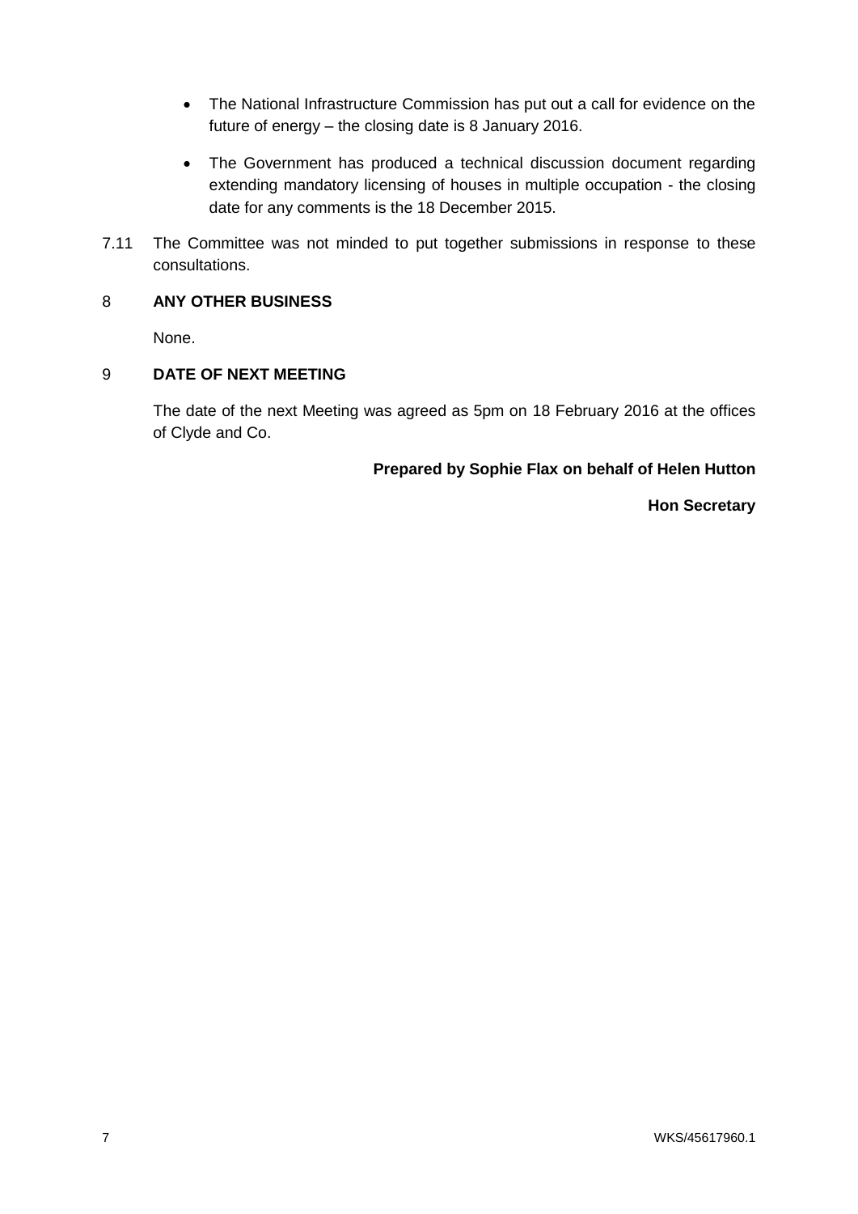- The National Infrastructure Commission has put out a call for evidence on the future of energy – the closing date is 8 January 2016.
- The Government has produced a technical discussion document regarding extending mandatory licensing of houses in multiple occupation - the closing date for any comments is the 18 December 2015.

7.11 The Committee was not minded to put together submissions in response to these consultations.

## 8 ANY OTHER BUSINESS

None.

## 9 DATE OF NEXT MEETING

The date of the next Meeting was agreed as 5pm on 18 February 2016 at the offices of Clyde and Co.

**Prepared by Sophie Flax on behalf of Helen Hutton**

**Hon Secretary**

WKS/45617960.1